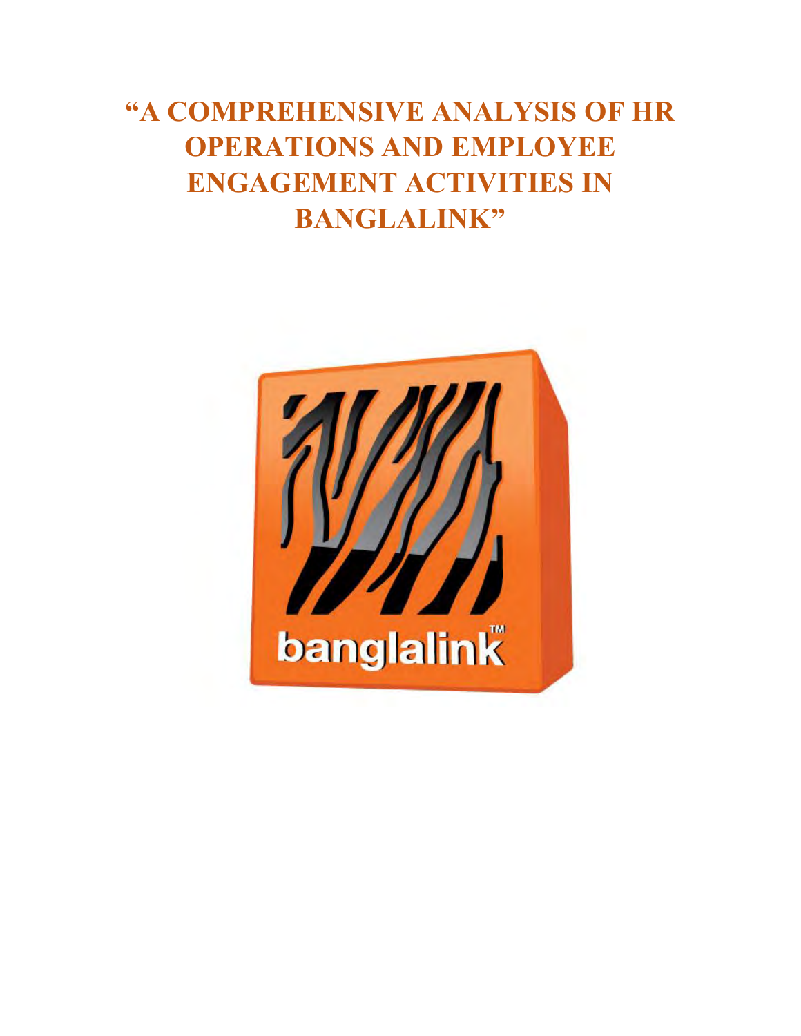# "A COMPREHENSIVE ANALYSIS OF HR OPERATIONS AND EMPLOYEE ENGAGEMENT ACTIVITIES IN BANGLALINK"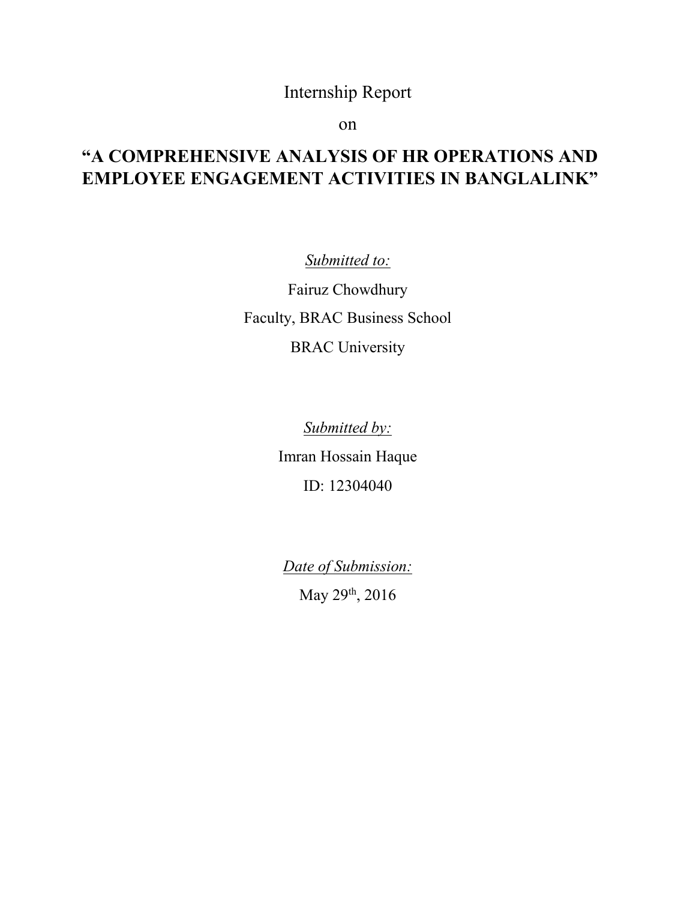Internship Report

on

# "A COMPREHENSIVE ANALYSIS OF HR OPERATIONS AND EMPLOYEE ENGAGEMENT ACTIVITIES IN BANGLALINK"

*Submitted to:*

Fairuz Chowdhury

Faculty, BRAC Business School

BRAC University

*Submitted by:*

Imran Hossain Haque

ID: 12304040

*Date of Submission:*

May 29th, 2016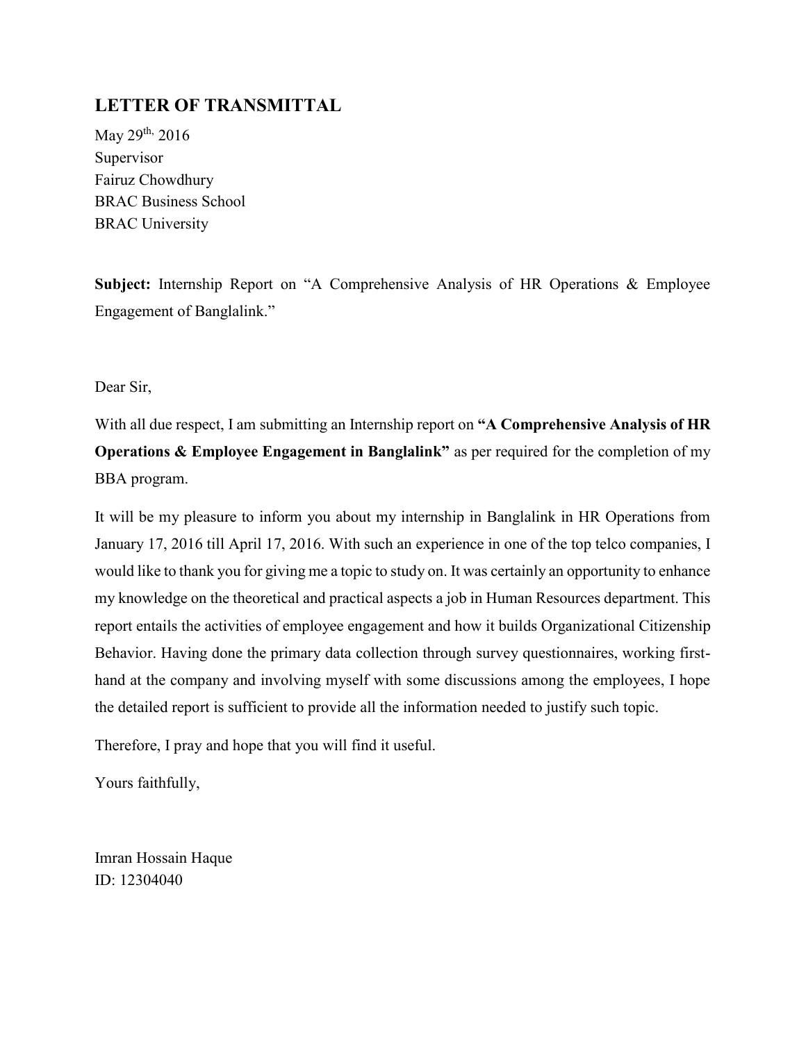## LETTER OF TRANSMITTAL

May 29th, 2016
Supervisor
Fairuz Chowdhury
BRAC Business School
BRAC University

**Subject:** Internship Report on "A Comprehensive Analysis of HR Operations & Employee Engagement of Banglalink."

Dear Sir,

With all due respect, I am submitting an Internship report on **"A Comprehensive Analysis of HR Operations & Employee Engagement in Banglalink"** as per required for the completion of my BBA program.

It will be my pleasure to inform you about my internship in Banglalink in HR Operations from January 17, 2016 till April 17, 2016. With such an experience in one of the top telco companies, I would like to thank you for giving me a topic to study on. It was certainly an opportunity to enhance my knowledge on the theoretical and practical aspects a job in Human Resources department. This report entails the activities of employee engagement and how it builds Organizational Citizenship Behavior. Having done the primary data collection through survey questionnaires, working first-hand at the company and involving myself with some discussions among the employees, I hope the detailed report is sufficient to provide all the information needed to justify such topic.

Therefore, I pray and hope that you will find it useful.

Yours faithfully,

Imran Hossain Haque
ID: 12304040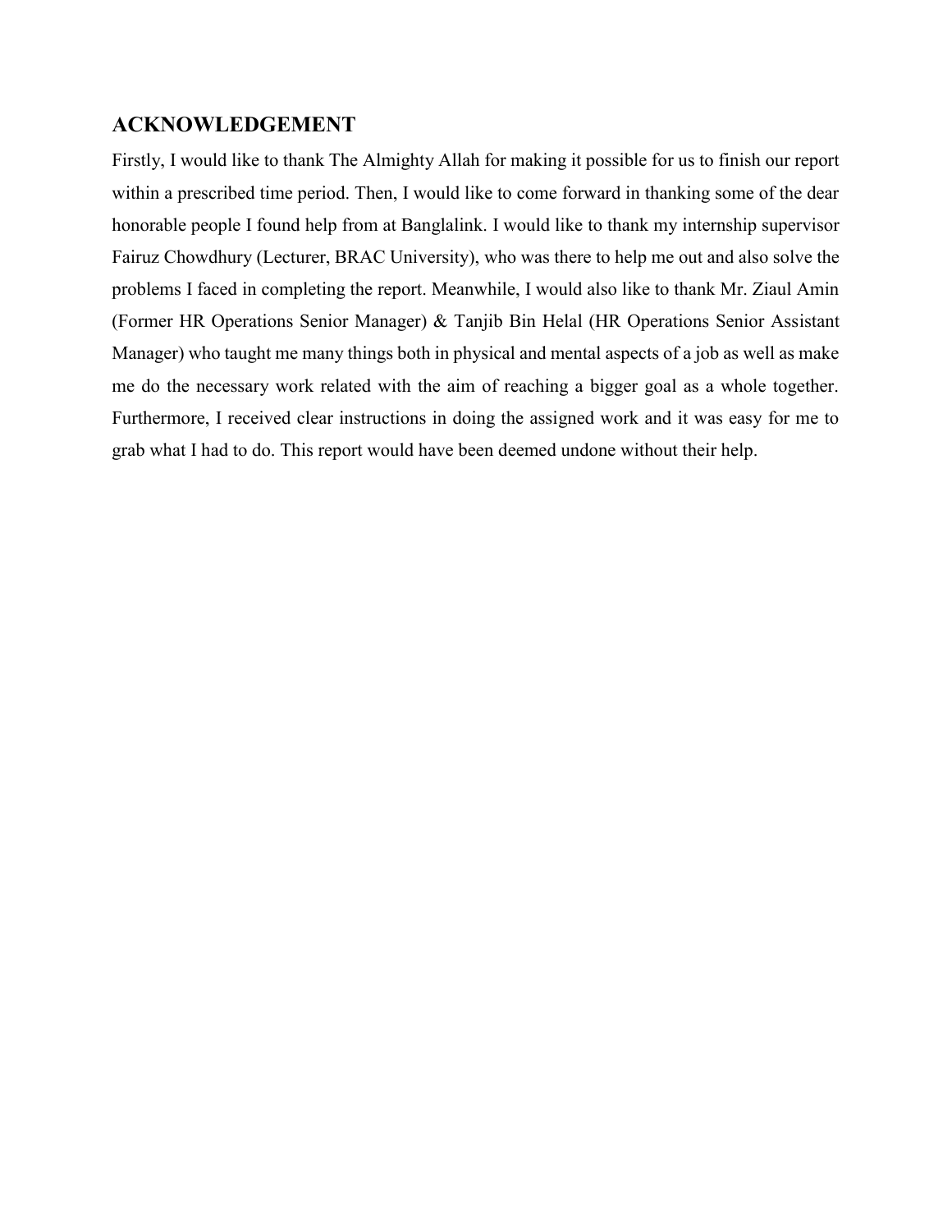## ACKNOWLEDGEMENT

Firstly, I would like to thank The Almighty Allah for making it possible for us to finish our report within a prescribed time period. Then, I would like to come forward in thanking some of the dear honorable people I found help from at Banglalink. I would like to thank my internship supervisor Fairuz Chowdhury (Lecturer, BRAC University), who was there to help me out and also solve the problems I faced in completing the report. Meanwhile, I would also like to thank Mr. Ziaul Amin (Former HR Operations Senior Manager) & Tanjib Bin Helal (HR Operations Senior Assistant Manager) who taught me many things both in physical and mental aspects of a job as well as make me do the necessary work related with the aim of reaching a bigger goal as a whole together. Furthermore, I received clear instructions in doing the assigned work and it was easy for me to grab what I had to do. This report would have been deemed undone without their help.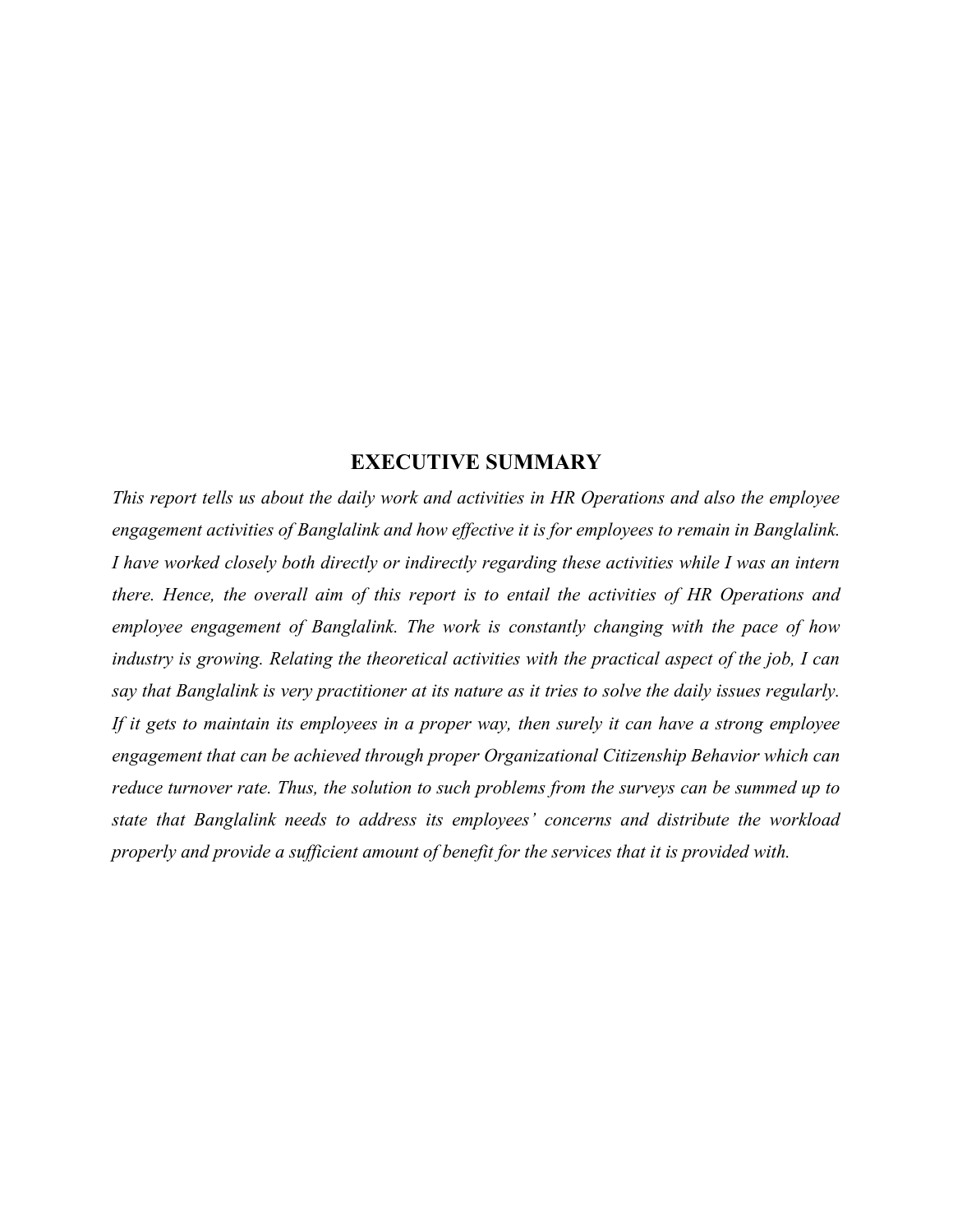# EXECUTIVE SUMMARY

*This report tells us about the daily work and activities in HR Operations and also the employee engagement activities of Banglalink and how effective it is for employees to remain in Banglalink. I have worked closely both directly or indirectly regarding these activities while I was an intern there. Hence, the overall aim of this report is to entail the activities of HR Operations and employee engagement of Banglalink. The work is constantly changing with the pace of how industry is growing. Relating the theoretical activities with the practical aspect of the job, I can say that Banglalink is very practitioner at its nature as it tries to solve the daily issues regularly. If it gets to maintain its employees in a proper way, then surely it can have a strong employee engagement that can be achieved through proper Organizational Citizenship Behavior which can reduce turnover rate. Thus, the solution to such problems from the surveys can be summed up to state that Banglalink needs to address its employees' concerns and distribute the workload properly and provide a sufficient amount of benefit for the services that it is provided with.*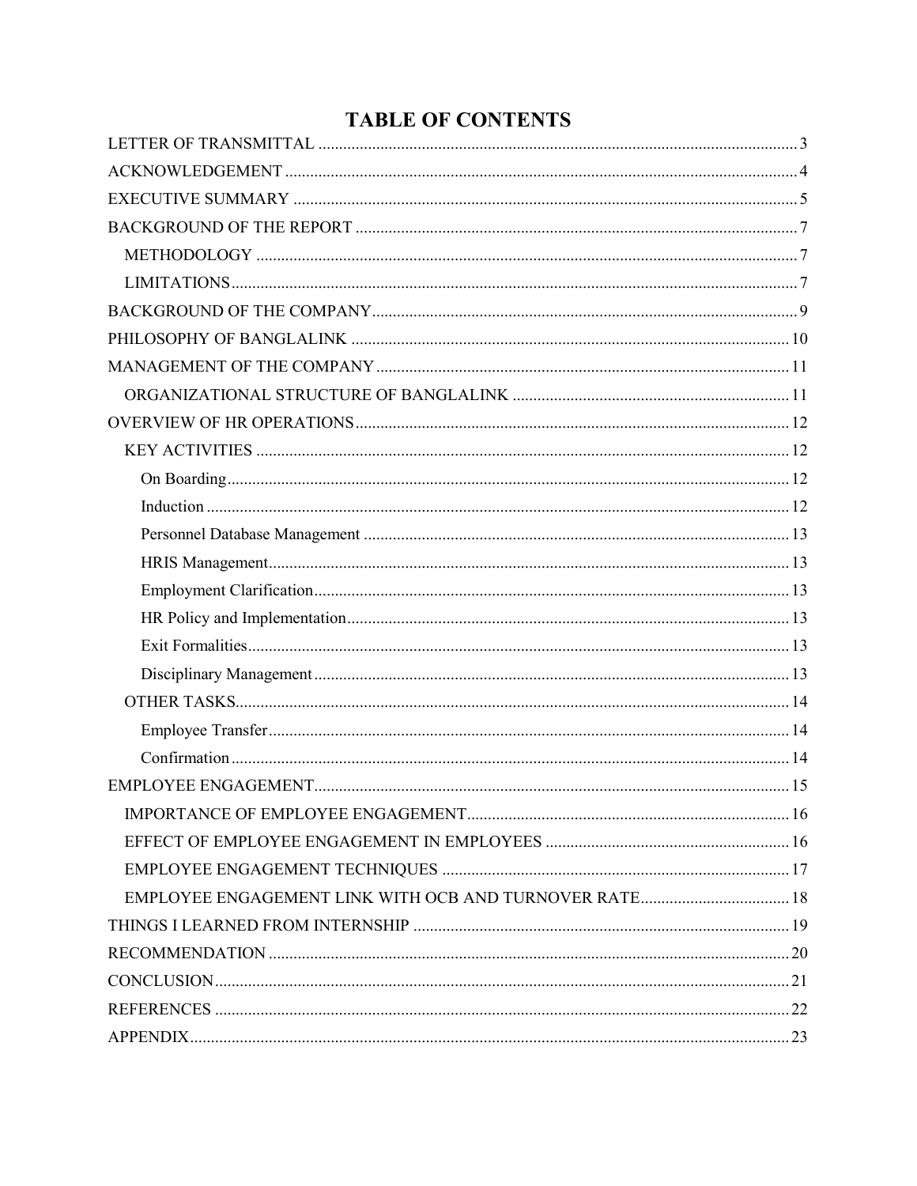# TABLE OF CONTENTS

LETTER OF TRANSMITTAL .......... 3

ACKNOWLEDGEMENT .......... 4

EXECUTIVE SUMMARY .......... 5

BACKGROUND OF THE REPORT .......... 7

- METHODOLOGY .......... 7
- LIMITATIONS .......... 7

BACKGROUND OF THE COMPANY .......... 9

PHILOSOPHY OF BANGLALINK .......... 10

MANAGEMENT OF THE COMPANY .......... 11

- ORGANIZATIONAL STRUCTURE OF BANGLALINK .......... 11

OVERVIEW OF HR OPERATIONS .......... 12

- KEY ACTIVITIES .......... 12
  - On Boarding .......... 12
  - Induction .......... 12
  - Personnel Database Management .......... 13
  - HRIS Management .......... 13
  - Employment Clarification .......... 13
  - HR Policy and Implementation .......... 13
  - Exit Formalities .......... 13
  - Disciplinary Management .......... 13
- OTHER TASKS .......... 14
  - Employee Transfer .......... 14
  - Confirmation .......... 14

EMPLOYEE ENGAGEMENT .......... 15

- IMPORTANCE OF EMPLOYEE ENGAGEMENT .......... 16
- EFFECT OF EMPLOYEE ENGAGEMENT IN EMPLOYEES .......... 16
- EMPLOYEE ENGAGEMENT TECHNIQUES .......... 17
- EMPLOYEE ENGAGEMENT LINK WITH OCB AND TURNOVER RATE .......... 18

THINGS I LEARNED FROM INTERNSHIP .......... 19

RECOMMENDATION .......... 20

CONCLUSION .......... 21

REFERENCES .......... 22

APPENDIX .......... 23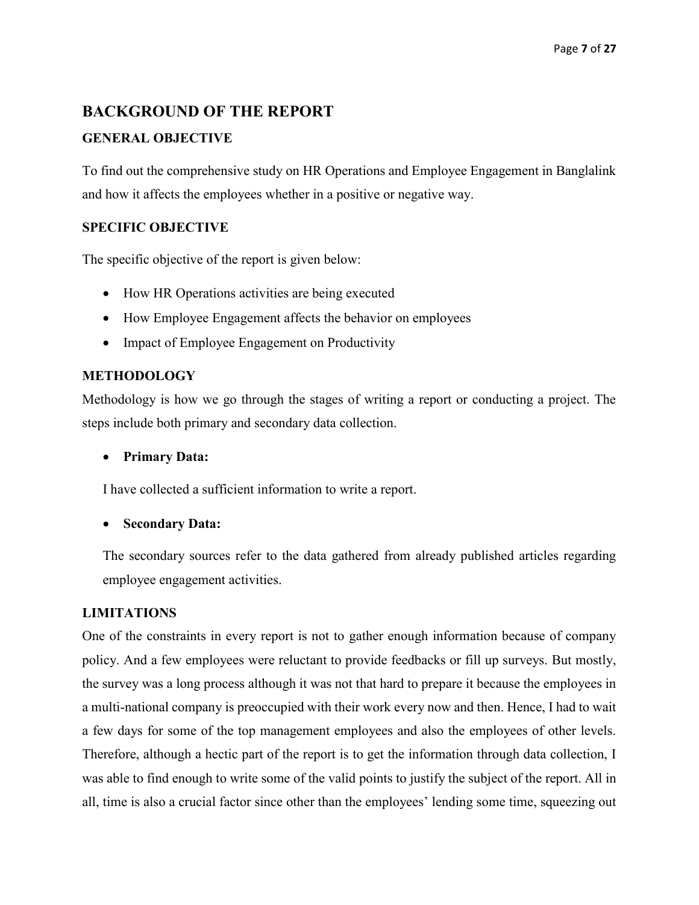## BACKGROUND OF THE REPORT

### GENERAL OBJECTIVE

To find out the comprehensive study on HR Operations and Employee Engagement in Banglalink and how it affects the employees whether in a positive or negative way.

### SPECIFIC OBJECTIVE

The specific objective of the report is given below:

- How HR Operations activities are being executed
- How Employee Engagement affects the behavior on employees
- Impact of Employee Engagement on Productivity

### METHODOLOGY

Methodology is how we go through the stages of writing a report or conducting a project. The steps include both primary and secondary data collection.

- **Primary Data:**

  I have collected a sufficient information to write a report.

- **Secondary Data:**

  The secondary sources refer to the data gathered from already published articles regarding employee engagement activities.

### LIMITATIONS

One of the constraints in every report is not to gather enough information because of company policy. And a few employees were reluctant to provide feedbacks or fill up surveys. But mostly, the survey was a long process although it was not that hard to prepare it because the employees in a multi-national company is preoccupied with their work every now and then. Hence, I had to wait a few days for some of the top management employees and also the employees of other levels. Therefore, although a hectic part of the report is to get the information through data collection, I was able to find enough to write some of the valid points to justify the subject of the report. All in all, time is also a crucial factor since other than the employees' lending some time, squeezing out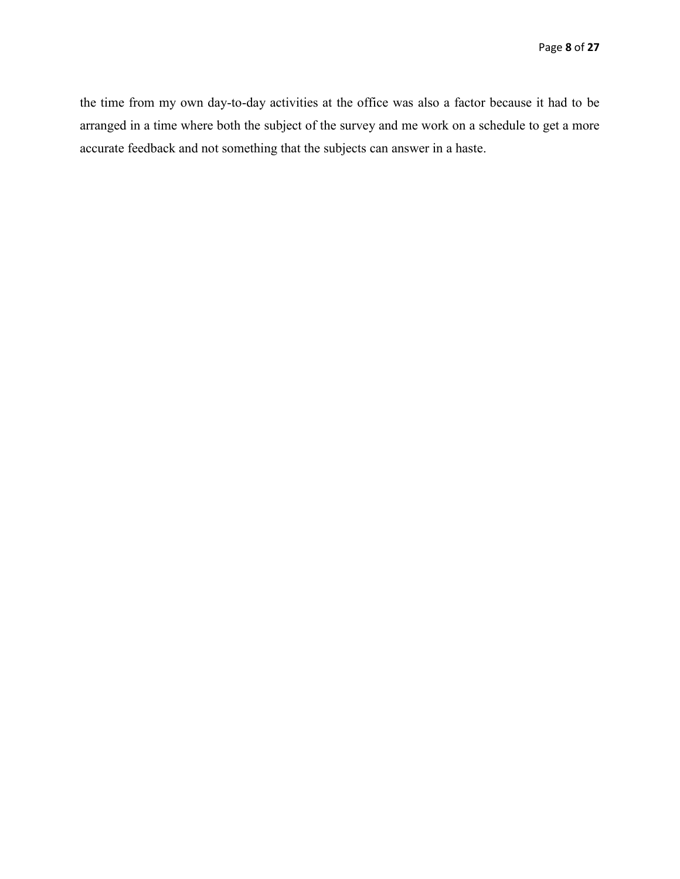the time from my own day-to-day activities at the office was also a factor because it had to be arranged in a time where both the subject of the survey and me work on a schedule to get a more accurate feedback and not something that the subjects can answer in a haste.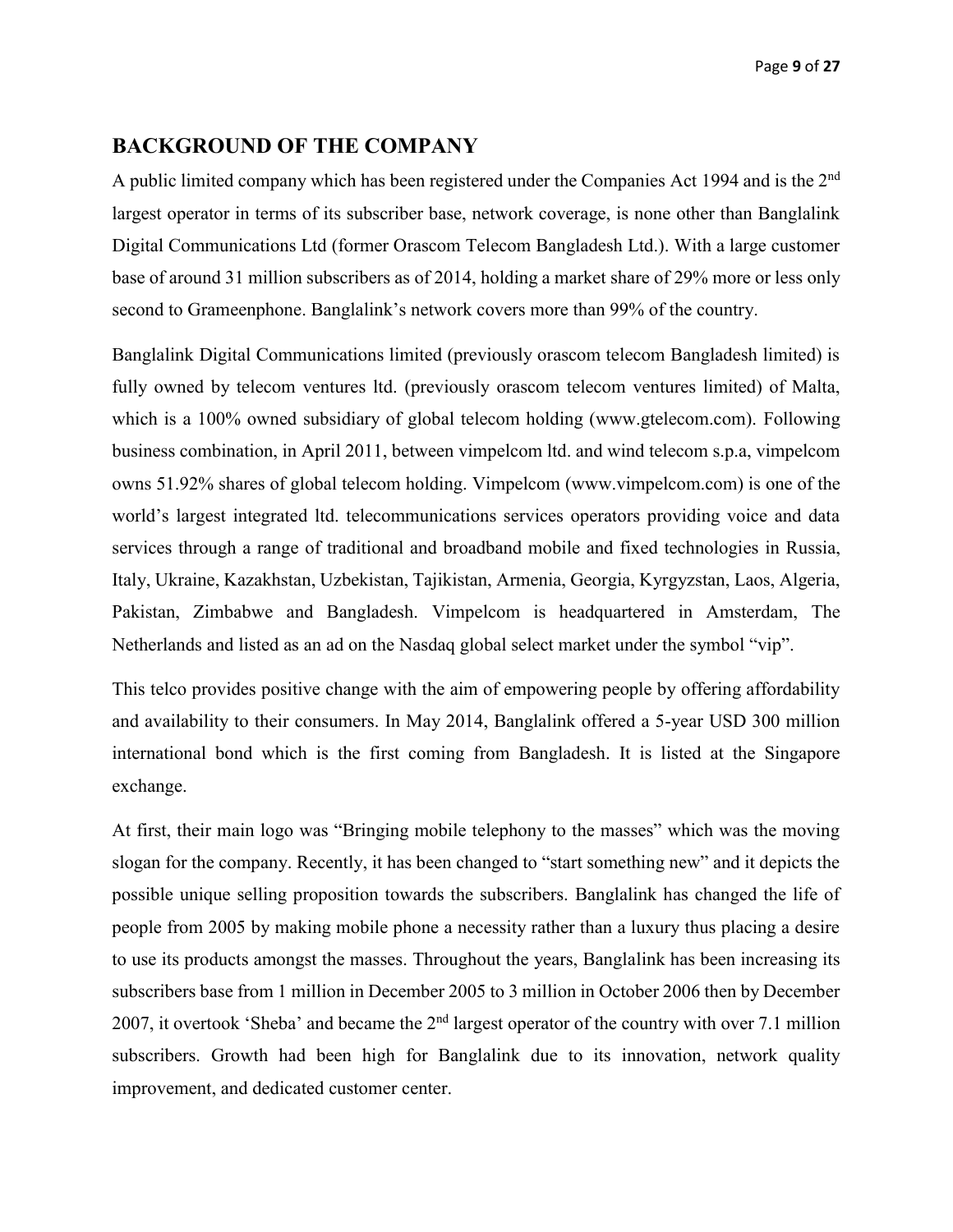## BACKGROUND OF THE COMPANY

A public limited company which has been registered under the Companies Act 1994 and is the 2nd largest operator in terms of its subscriber base, network coverage, is none other than Banglalink Digital Communications Ltd (former Orascom Telecom Bangladesh Ltd.). With a large customer base of around 31 million subscribers as of 2014, holding a market share of 29% more or less only second to Grameenphone. Banglalink's network covers more than 99% of the country.

Banglalink Digital Communications limited (previously orascom telecom Bangladesh limited) is fully owned by telecom ventures ltd. (previously orascom telecom ventures limited) of Malta, which is a 100% owned subsidiary of global telecom holding (www.gtelecom.com). Following business combination, in April 2011, between vimpelcom ltd. and wind telecom s.p.a, vimpelcom owns 51.92% shares of global telecom holding. Vimpelcom (www.vimpelcom.com) is one of the world's largest integrated ltd. telecommunications services operators providing voice and data services through a range of traditional and broadband mobile and fixed technologies in Russia, Italy, Ukraine, Kazakhstan, Uzbekistan, Tajikistan, Armenia, Georgia, Kyrgyzstan, Laos, Algeria, Pakistan, Zimbabwe and Bangladesh. Vimpelcom is headquartered in Amsterdam, The Netherlands and listed as an ad on the Nasdaq global select market under the symbol "vip".

This telco provides positive change with the aim of empowering people by offering affordability and availability to their consumers. In May 2014, Banglalink offered a 5-year USD 300 million international bond which is the first coming from Bangladesh. It is listed at the Singapore exchange.

At first, their main logo was "Bringing mobile telephony to the masses" which was the moving slogan for the company. Recently, it has been changed to "start something new" and it depicts the possible unique selling proposition towards the subscribers. Banglalink has changed the life of people from 2005 by making mobile phone a necessity rather than a luxury thus placing a desire to use its products amongst the masses. Throughout the years, Banglalink has been increasing its subscribers base from 1 million in December 2005 to 3 million in October 2006 then by December 2007, it overtook 'Sheba' and became the 2nd largest operator of the country with over 7.1 million subscribers. Growth had been high for Banglalink due to its innovation, network quality improvement, and dedicated customer center.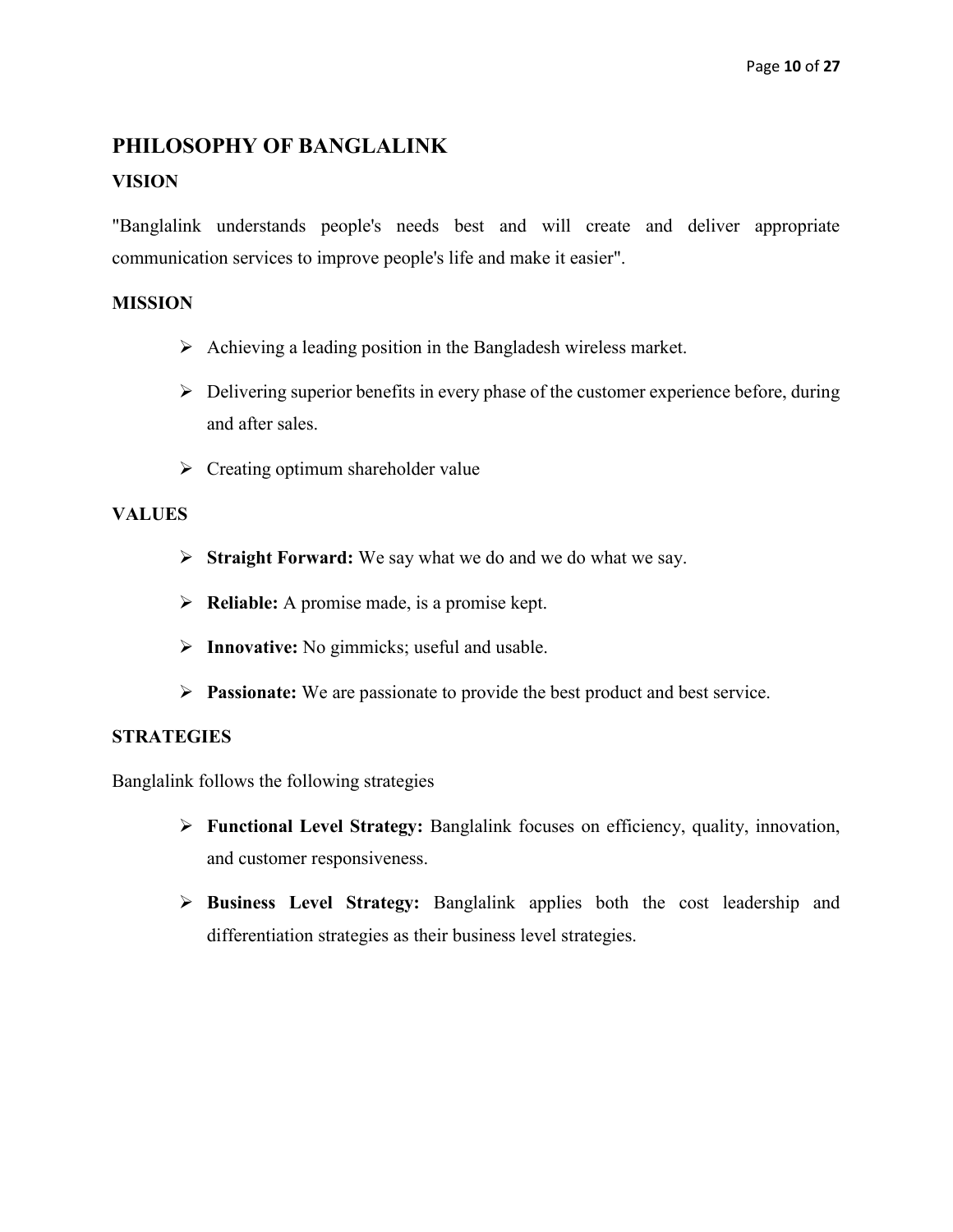## PHILOSOPHY OF BANGLALINK

### VISION

"Banglalink understands people's needs best and will create and deliver appropriate communication services to improve people's life and make it easier".

### MISSION

- Achieving a leading position in the Bangladesh wireless market.
- Delivering superior benefits in every phase of the customer experience before, during and after sales.
- Creating optimum shareholder value

### VALUES

- **Straight Forward:** We say what we do and we do what we say.
- **Reliable:** A promise made, is a promise kept.
- **Innovative:** No gimmicks; useful and usable.
- **Passionate:** We are passionate to provide the best product and best service.

### STRATEGIES

Banglalink follows the following strategies

- **Functional Level Strategy:** Banglalink focuses on efficiency, quality, innovation, and customer responsiveness.
- **Business Level Strategy:** Banglalink applies both the cost leadership and differentiation strategies as their business level strategies.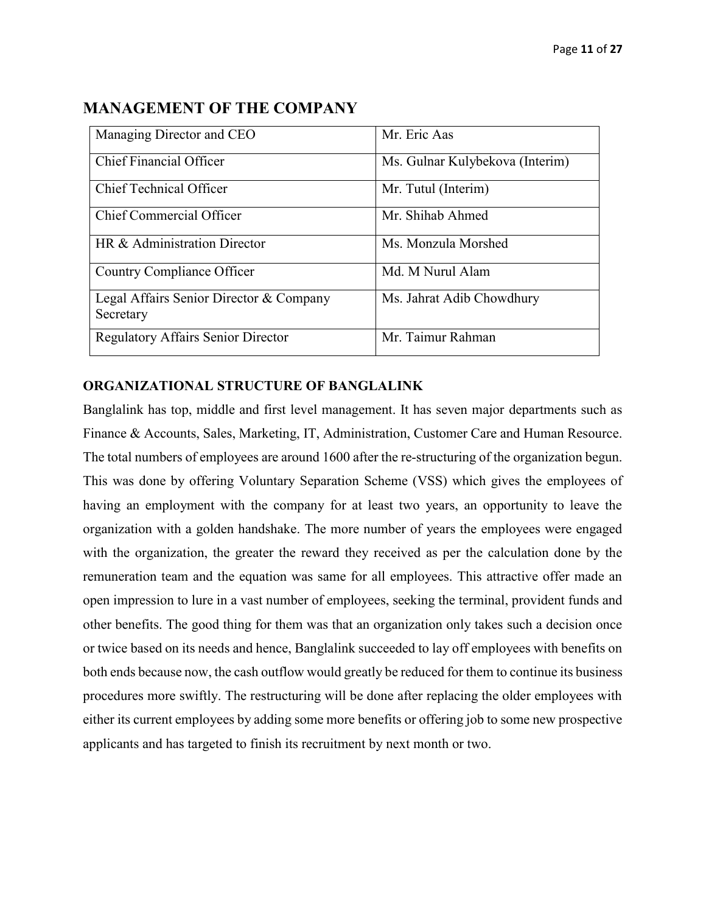## MANAGEMENT OF THE COMPANY

| | |
|---|---|
| Managing Director and CEO | Mr. Eric Aas |
| Chief Financial Officer | Ms. Gulnar Kulybekova (Interim) |
| Chief Technical Officer | Mr. Tutul (Interim) |
| Chief Commercial Officer | Mr. Shihab Ahmed |
| HR & Administration Director | Ms. Monzula Morshed |
| Country Compliance Officer | Md. M Nurul Alam |
| Legal Affairs Senior Director & Company Secretary | Ms. Jahrat Adib Chowdhury |
| Regulatory Affairs Senior Director | Mr. Taimur Rahman |

### ORGANIZATIONAL STRUCTURE OF BANGLALINK

Banglalink has top, middle and first level management. It has seven major departments such as Finance & Accounts, Sales, Marketing, IT, Administration, Customer Care and Human Resource. The total numbers of employees are around 1600 after the re-structuring of the organization begun. This was done by offering Voluntary Separation Scheme (VSS) which gives the employees of having an employment with the company for at least two years, an opportunity to leave the organization with a golden handshake. The more number of years the employees were engaged with the organization, the greater the reward they received as per the calculation done by the remuneration team and the equation was same for all employees. This attractive offer made an open impression to lure in a vast number of employees, seeking the terminal, provident funds and other benefits. The good thing for them was that an organization only takes such a decision once or twice based on its needs and hence, Banglalink succeeded to lay off employees with benefits on both ends because now, the cash outflow would greatly be reduced for them to continue its business procedures more swiftly. The restructuring will be done after replacing the older employees with either its current employees by adding some more benefits or offering job to some new prospective applicants and has targeted to finish its recruitment by next month or two.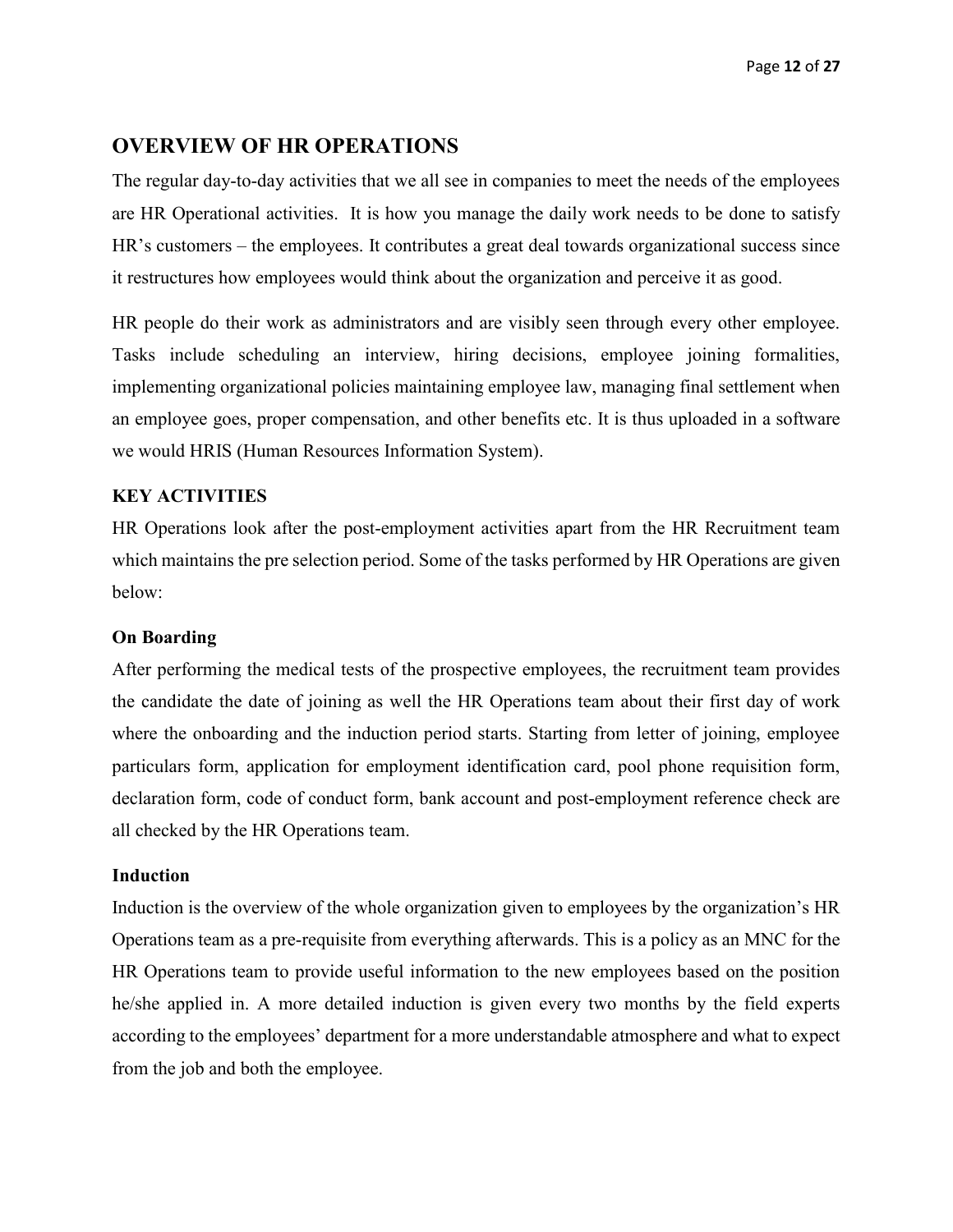## OVERVIEW OF HR OPERATIONS

The regular day-to-day activities that we all see in companies to meet the needs of the employees are HR Operational activities.  It is how you manage the daily work needs to be done to satisfy HR's customers – the employees. It contributes a great deal towards organizational success since it restructures how employees would think about the organization and perceive it as good.

HR people do their work as administrators and are visibly seen through every other employee. Tasks include scheduling an interview, hiring decisions, employee joining formalities, implementing organizational policies maintaining employee law, managing final settlement when an employee goes, proper compensation, and other benefits etc. It is thus uploaded in a software we would HRIS (Human Resources Information System).

### KEY ACTIVITIES

HR Operations look after the post-employment activities apart from the HR Recruitment team which maintains the pre selection period. Some of the tasks performed by HR Operations are given below:

#### On Boarding

After performing the medical tests of the prospective employees, the recruitment team provides the candidate the date of joining as well the HR Operations team about their first day of work where the onboarding and the induction period starts. Starting from letter of joining, employee particulars form, application for employment identification card, pool phone requisition form, declaration form, code of conduct form, bank account and post-employment reference check are all checked by the HR Operations team.

#### Induction

Induction is the overview of the whole organization given to employees by the organization's HR Operations team as a pre-requisite from everything afterwards. This is a policy as an MNC for the HR Operations team to provide useful information to the new employees based on the position he/she applied in. A more detailed induction is given every two months by the field experts according to the employees' department for a more understandable atmosphere and what to expect from the job and both the employee.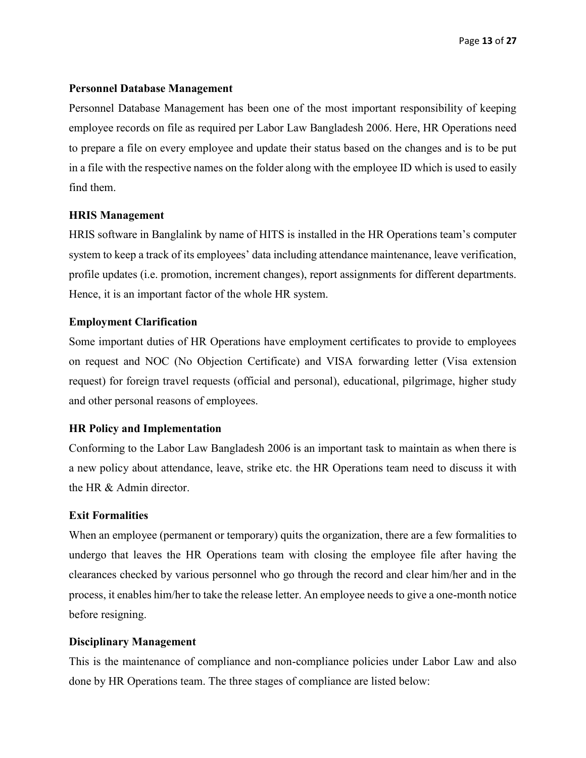### Personnel Database Management

Personnel Database Management has been one of the most important responsibility of keeping employee records on file as required per Labor Law Bangladesh 2006. Here, HR Operations need to prepare a file on every employee and update their status based on the changes and is to be put in a file with the respective names on the folder along with the employee ID which is used to easily find them.

### HRIS Management

HRIS software in Banglalink by name of HITS is installed in the HR Operations team's computer system to keep a track of its employees' data including attendance maintenance, leave verification, profile updates (i.e. promotion, increment changes), report assignments for different departments. Hence, it is an important factor of the whole HR system.

### Employment Clarification

Some important duties of HR Operations have employment certificates to provide to employees on request and NOC (No Objection Certificate) and VISA forwarding letter (Visa extension request) for foreign travel requests (official and personal), educational, pilgrimage, higher study and other personal reasons of employees.

### HR Policy and Implementation

Conforming to the Labor Law Bangladesh 2006 is an important task to maintain as when there is a new policy about attendance, leave, strike etc. the HR Operations team need to discuss it with the HR & Admin director.

### Exit Formalities

When an employee (permanent or temporary) quits the organization, there are a few formalities to undergo that leaves the HR Operations team with closing the employee file after having the clearances checked by various personnel who go through the record and clear him/her and in the process, it enables him/her to take the release letter. An employee needs to give a one-month notice before resigning.

### Disciplinary Management

This is the maintenance of compliance and non-compliance policies under Labor Law and also done by HR Operations team. The three stages of compliance are listed below: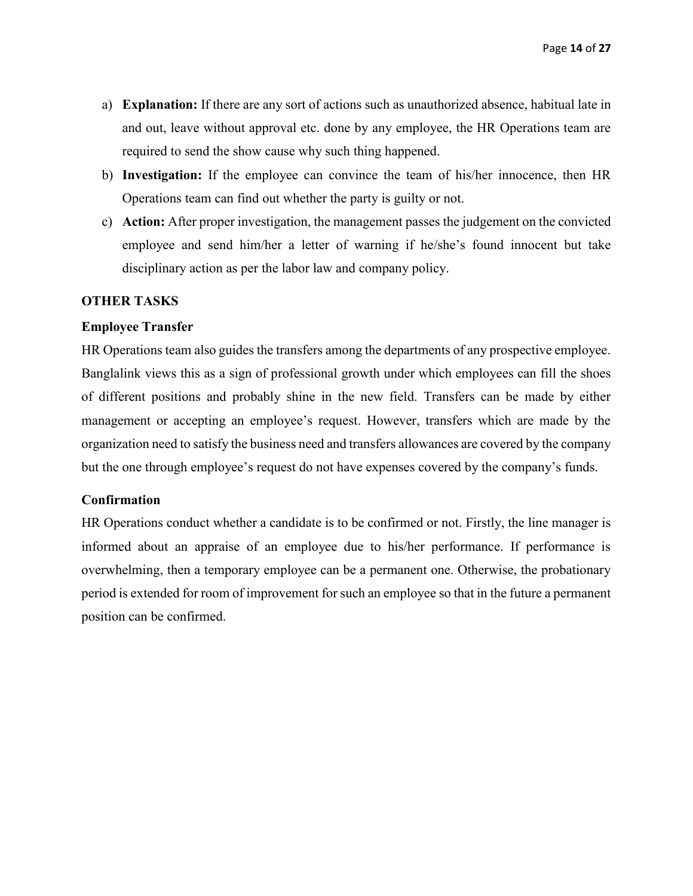a) **Explanation:** If there are any sort of actions such as unauthorized absence, habitual late in and out, leave without approval etc. done by any employee, the HR Operations team are required to send the show cause why such thing happened.

b) **Investigation:** If the employee can convince the team of his/her innocence, then HR Operations team can find out whether the party is guilty or not.

c) **Action:** After proper investigation, the management passes the judgement on the convicted employee and send him/her a letter of warning if he/she's found innocent but take disciplinary action as per the labor law and company policy.

## OTHER TASKS

### Employee Transfer

HR Operations team also guides the transfers among the departments of any prospective employee. Banglalink views this as a sign of professional growth under which employees can fill the shoes of different positions and probably shine in the new field. Transfers can be made by either management or accepting an employee's request. However, transfers which are made by the organization need to satisfy the business need and transfers allowances are covered by the company but the one through employee's request do not have expenses covered by the company's funds.

### Confirmation

HR Operations conduct whether a candidate is to be confirmed or not. Firstly, the line manager is informed about an appraise of an employee due to his/her performance. If performance is overwhelming, then a temporary employee can be a permanent one. Otherwise, the probationary period is extended for room of improvement for such an employee so that in the future a permanent position can be confirmed.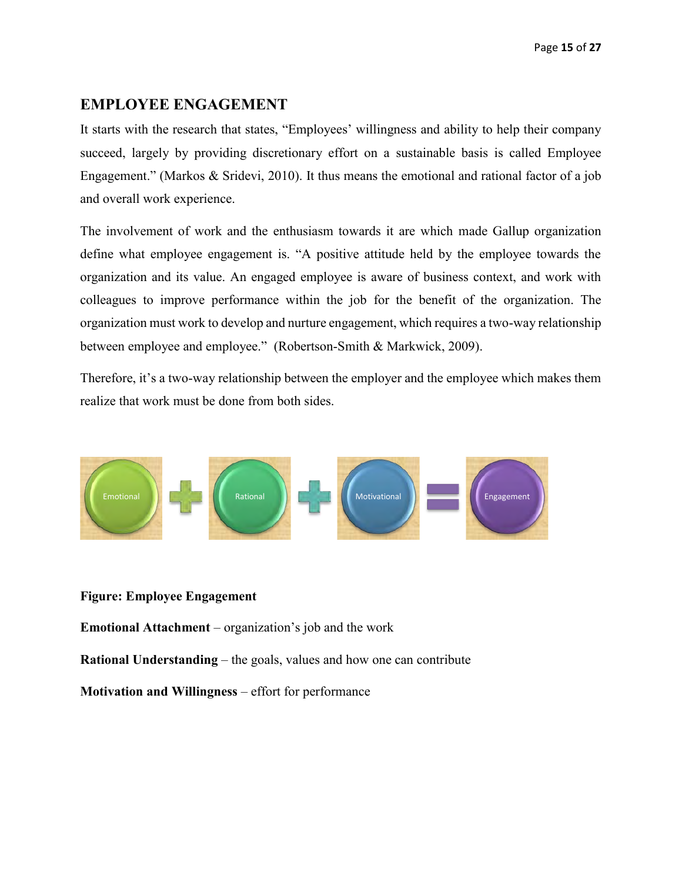## EMPLOYEE ENGAGEMENT

It starts with the research that states, "Employees' willingness and ability to help their company succeed, largely by providing discretionary effort on a sustainable basis is called Employee Engagement." (Markos & Sridevi, 2010). It thus means the emotional and rational factor of a job and overall work experience.

The involvement of work and the enthusiasm towards it are which made Gallup organization define what employee engagement is. "A positive attitude held by the employee towards the organization and its value. An engaged employee is aware of business context, and work with colleagues to improve performance within the job for the benefit of the organization. The organization must work to develop and nurture engagement, which requires a two-way relationship between employee and employee." (Robertson-Smith & Markwick, 2009).

Therefore, it's a two-way relationship between the employer and the employee which makes them realize that work must be done from both sides.

Emotional + Rational + Motivational = Engagement

**Figure: Employee Engagement**

**Emotional Attachment** – organization's job and the work

**Rational Understanding** – the goals, values and how one can contribute

**Motivation and Willingness** – effort for performance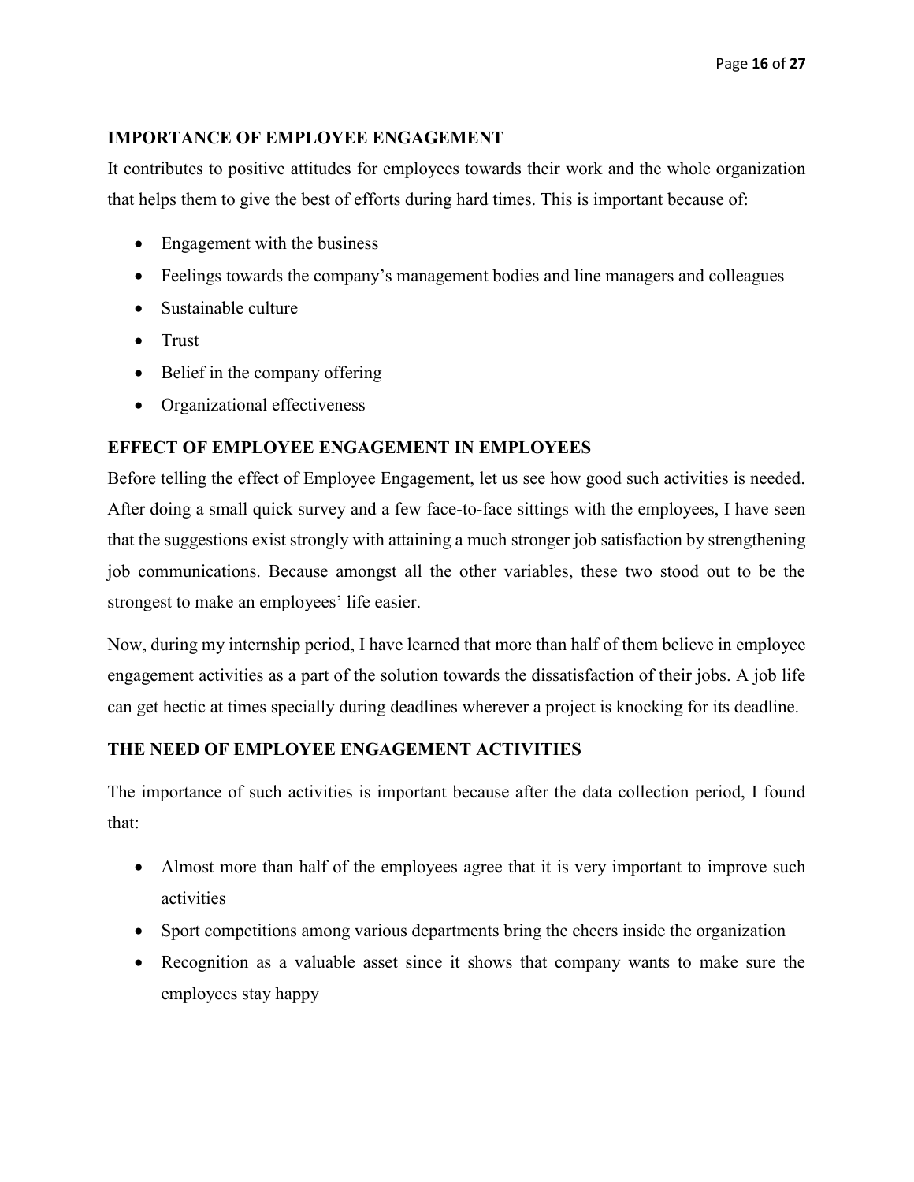## IMPORTANCE OF EMPLOYEE ENGAGEMENT

It contributes to positive attitudes for employees towards their work and the whole organization that helps them to give the best of efforts during hard times. This is important because of:

- Engagement with the business
- Feelings towards the company's management bodies and line managers and colleagues
- Sustainable culture
- Trust
- Belief in the company offering
- Organizational effectiveness

## EFFECT OF EMPLOYEE ENGAGEMENT IN EMPLOYEES

Before telling the effect of Employee Engagement, let us see how good such activities is needed. After doing a small quick survey and a few face-to-face sittings with the employees, I have seen that the suggestions exist strongly with attaining a much stronger job satisfaction by strengthening job communications. Because amongst all the other variables, these two stood out to be the strongest to make an employees' life easier.

Now, during my internship period, I have learned that more than half of them believe in employee engagement activities as a part of the solution towards the dissatisfaction of their jobs. A job life can get hectic at times specially during deadlines wherever a project is knocking for its deadline.

## THE NEED OF EMPLOYEE ENGAGEMENT ACTIVITIES

The importance of such activities is important because after the data collection period, I found that:

- Almost more than half of the employees agree that it is very important to improve such activities
- Sport competitions among various departments bring the cheers inside the organization
- Recognition as a valuable asset since it shows that company wants to make sure the employees stay happy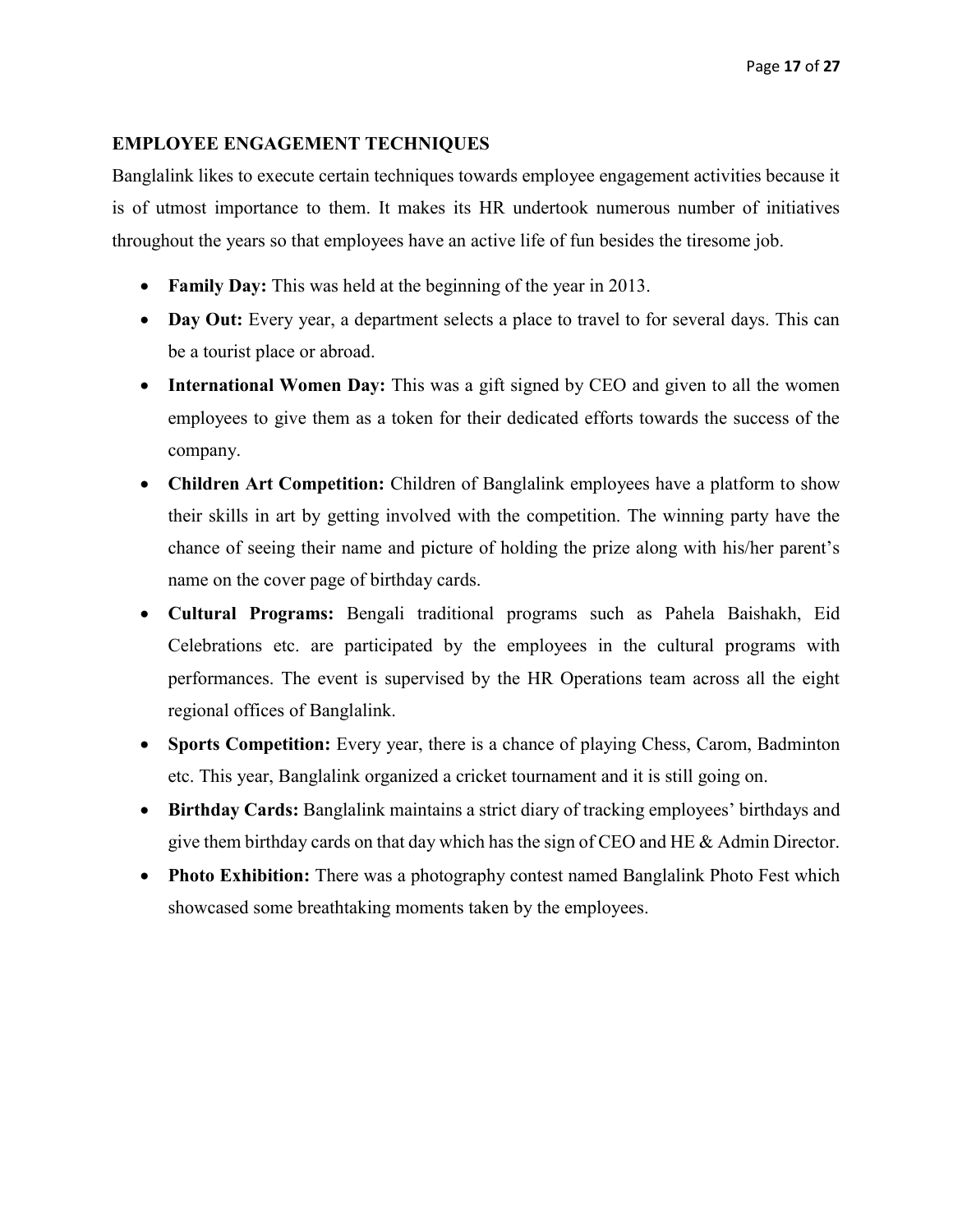## EMPLOYEE ENGAGEMENT TECHNIQUES

Banglalink likes to execute certain techniques towards employee engagement activities because it is of utmost importance to them. It makes its HR undertook numerous number of initiatives throughout the years so that employees have an active life of fun besides the tiresome job.

- **Family Day:** This was held at the beginning of the year in 2013.
- **Day Out:** Every year, a department selects a place to travel to for several days. This can be a tourist place or abroad.
- **International Women Day:** This was a gift signed by CEO and given to all the women employees to give them as a token for their dedicated efforts towards the success of the company.
- **Children Art Competition:** Children of Banglalink employees have a platform to show their skills in art by getting involved with the competition. The winning party have the chance of seeing their name and picture of holding the prize along with his/her parent's name on the cover page of birthday cards.
- **Cultural Programs:** Bengali traditional programs such as Pahela Baishakh, Eid Celebrations etc. are participated by the employees in the cultural programs with performances. The event is supervised by the HR Operations team across all the eight regional offices of Banglalink.
- **Sports Competition:** Every year, there is a chance of playing Chess, Carom, Badminton etc. This year, Banglalink organized a cricket tournament and it is still going on.
- **Birthday Cards:** Banglalink maintains a strict diary of tracking employees' birthdays and give them birthday cards on that day which has the sign of CEO and HE & Admin Director.
- **Photo Exhibition:** There was a photography contest named Banglalink Photo Fest which showcased some breathtaking moments taken by the employees.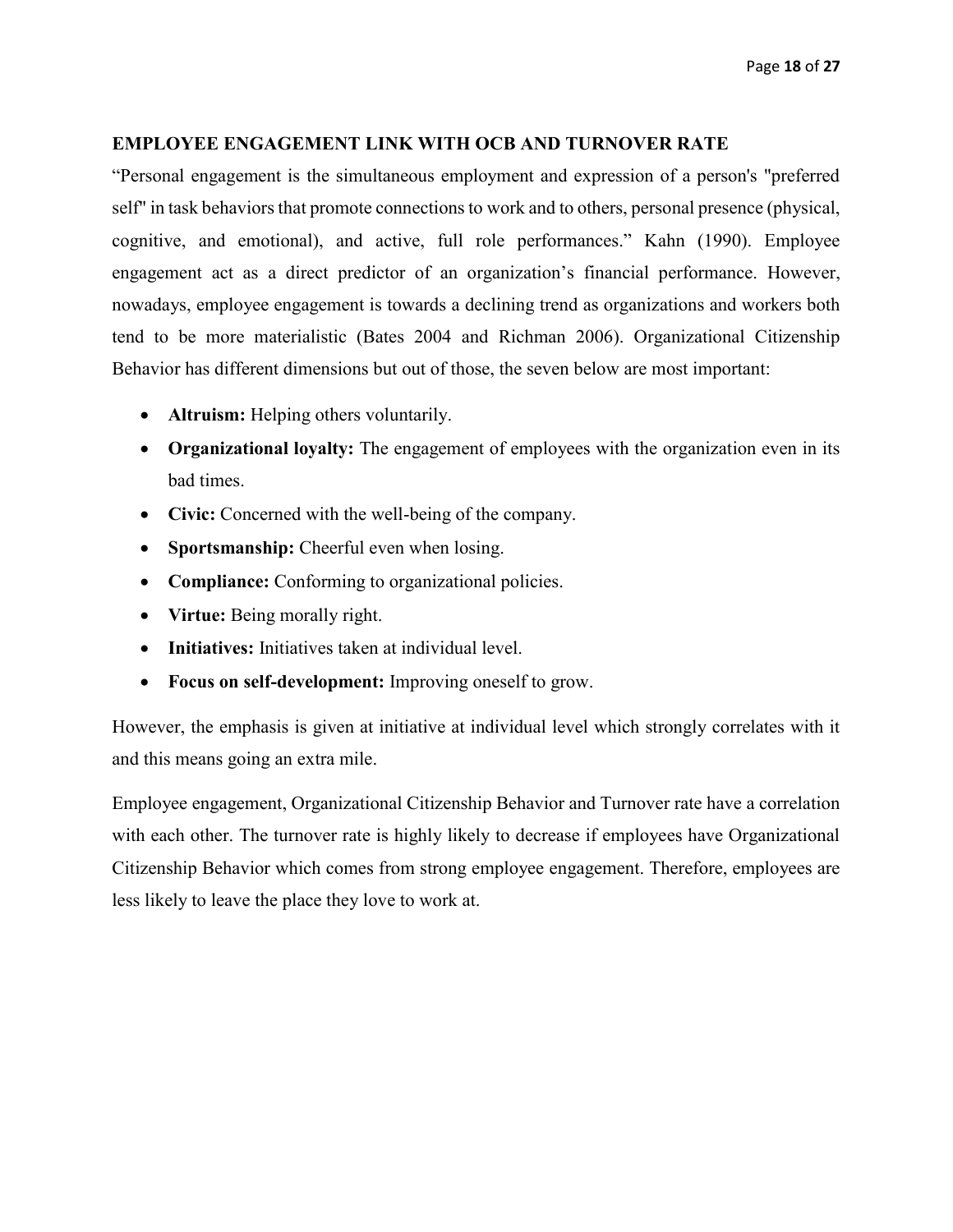## EMPLOYEE ENGAGEMENT LINK WITH OCB AND TURNOVER RATE

"Personal engagement is the simultaneous employment and expression of a person's "preferred self" in task behaviors that promote connections to work and to others, personal presence (physical, cognitive, and emotional), and active, full role performances." Kahn (1990). Employee engagement act as a direct predictor of an organization's financial performance. However, nowadays, employee engagement is towards a declining trend as organizations and workers both tend to be more materialistic (Bates 2004 and Richman 2006). Organizational Citizenship Behavior has different dimensions but out of those, the seven below are most important:

- **Altruism:** Helping others voluntarily.
- **Organizational loyalty:** The engagement of employees with the organization even in its bad times.
- **Civic:** Concerned with the well-being of the company.
- **Sportsmanship:** Cheerful even when losing.
- **Compliance:** Conforming to organizational policies.
- **Virtue:** Being morally right.
- **Initiatives:** Initiatives taken at individual level.
- **Focus on self-development:** Improving oneself to grow.

However, the emphasis is given at initiative at individual level which strongly correlates with it and this means going an extra mile.

Employee engagement, Organizational Citizenship Behavior and Turnover rate have a correlation with each other. The turnover rate is highly likely to decrease if employees have Organizational Citizenship Behavior which comes from strong employee engagement. Therefore, employees are less likely to leave the place they love to work at.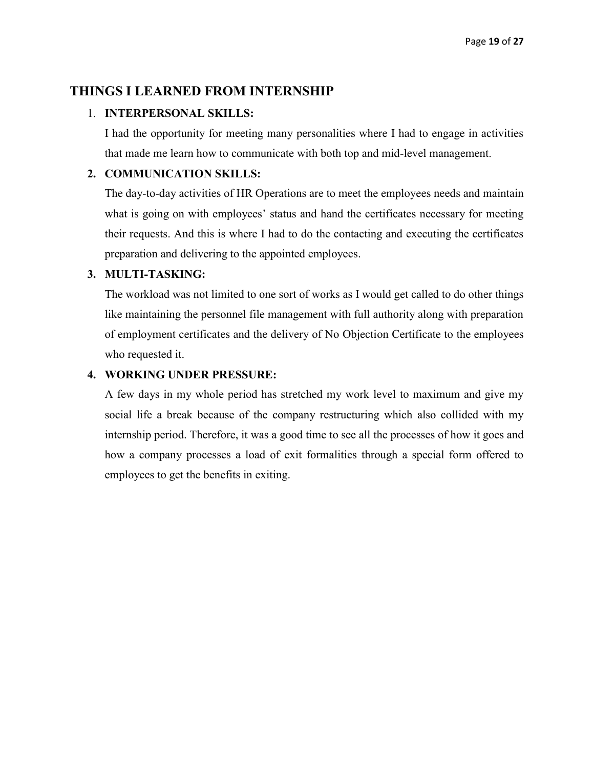## THINGS I LEARNED FROM INTERNSHIP

1. **INTERPERSONAL SKILLS:**

   I had the opportunity for meeting many personalities where I had to engage in activities that made me learn how to communicate with both top and mid-level management.

2. **COMMUNICATION SKILLS:**

   The day-to-day activities of HR Operations are to meet the employees needs and maintain what is going on with employees' status and hand the certificates necessary for meeting their requests. And this is where I had to do the contacting and executing the certificates preparation and delivering to the appointed employees.

3. **MULTI-TASKING:**

   The workload was not limited to one sort of works as I would get called to do other things like maintaining the personnel file management with full authority along with preparation of employment certificates and the delivery of No Objection Certificate to the employees who requested it.

4. **WORKING UNDER PRESSURE:**

   A few days in my whole period has stretched my work level to maximum and give my social life a break because of the company restructuring which also collided with my internship period. Therefore, it was a good time to see all the processes of how it goes and how a company processes a load of exit formalities through a special form offered to employees to get the benefits in exiting.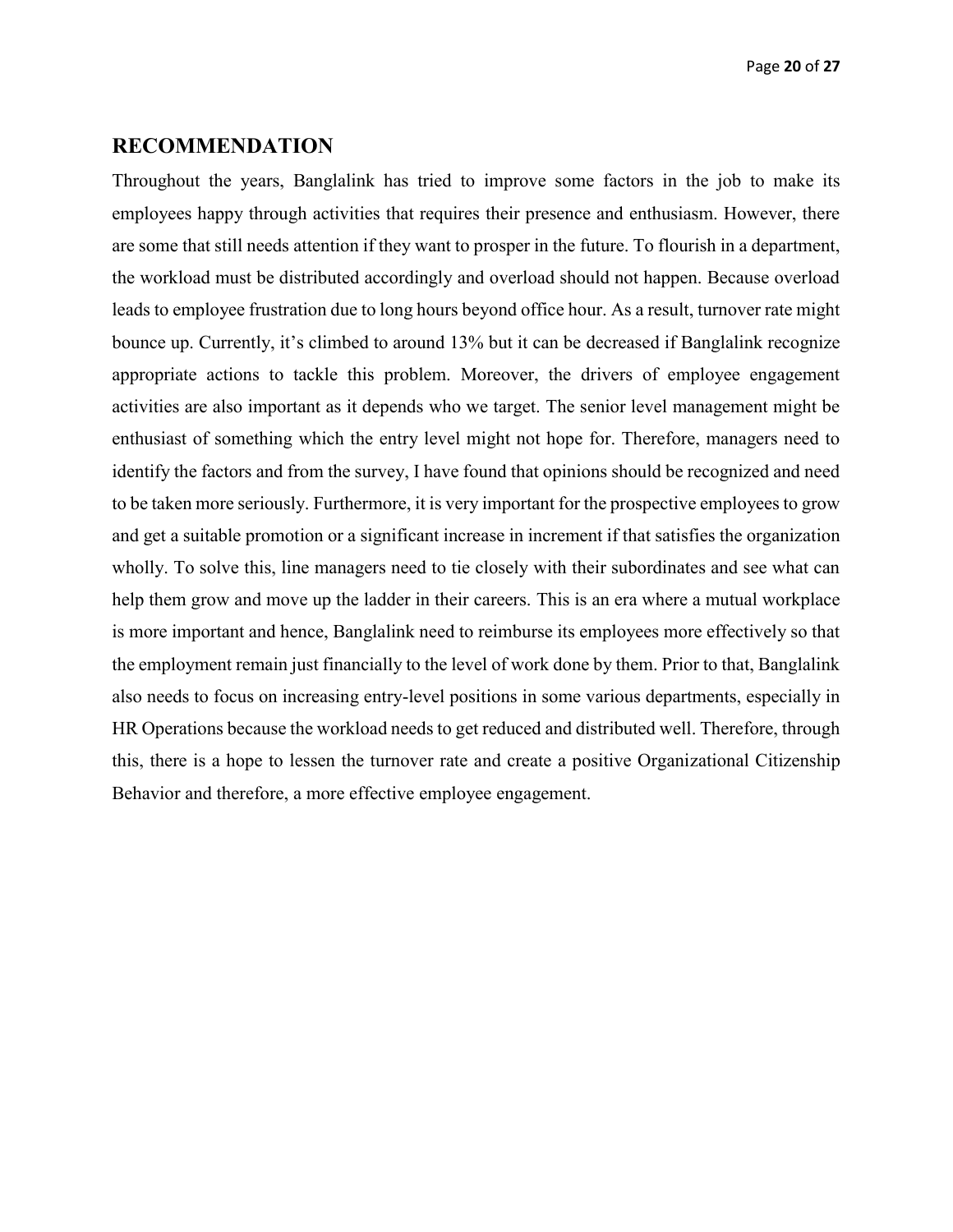## RECOMMENDATION

Throughout the years, Banglalink has tried to improve some factors in the job to make its employees happy through activities that requires their presence and enthusiasm. However, there are some that still needs attention if they want to prosper in the future. To flourish in a department, the workload must be distributed accordingly and overload should not happen. Because overload leads to employee frustration due to long hours beyond office hour. As a result, turnover rate might bounce up. Currently, it's climbed to around 13% but it can be decreased if Banglalink recognize appropriate actions to tackle this problem. Moreover, the drivers of employee engagement activities are also important as it depends who we target. The senior level management might be enthusiast of something which the entry level might not hope for. Therefore, managers need to identify the factors and from the survey, I have found that opinions should be recognized and need to be taken more seriously. Furthermore, it is very important for the prospective employees to grow and get a suitable promotion or a significant increase in increment if that satisfies the organization wholly. To solve this, line managers need to tie closely with their subordinates and see what can help them grow and move up the ladder in their careers. This is an era where a mutual workplace is more important and hence, Banglalink need to reimburse its employees more effectively so that the employment remain just financially to the level of work done by them. Prior to that, Banglalink also needs to focus on increasing entry-level positions in some various departments, especially in HR Operations because the workload needs to get reduced and distributed well. Therefore, through this, there is a hope to lessen the turnover rate and create a positive Organizational Citizenship Behavior and therefore, a more effective employee engagement.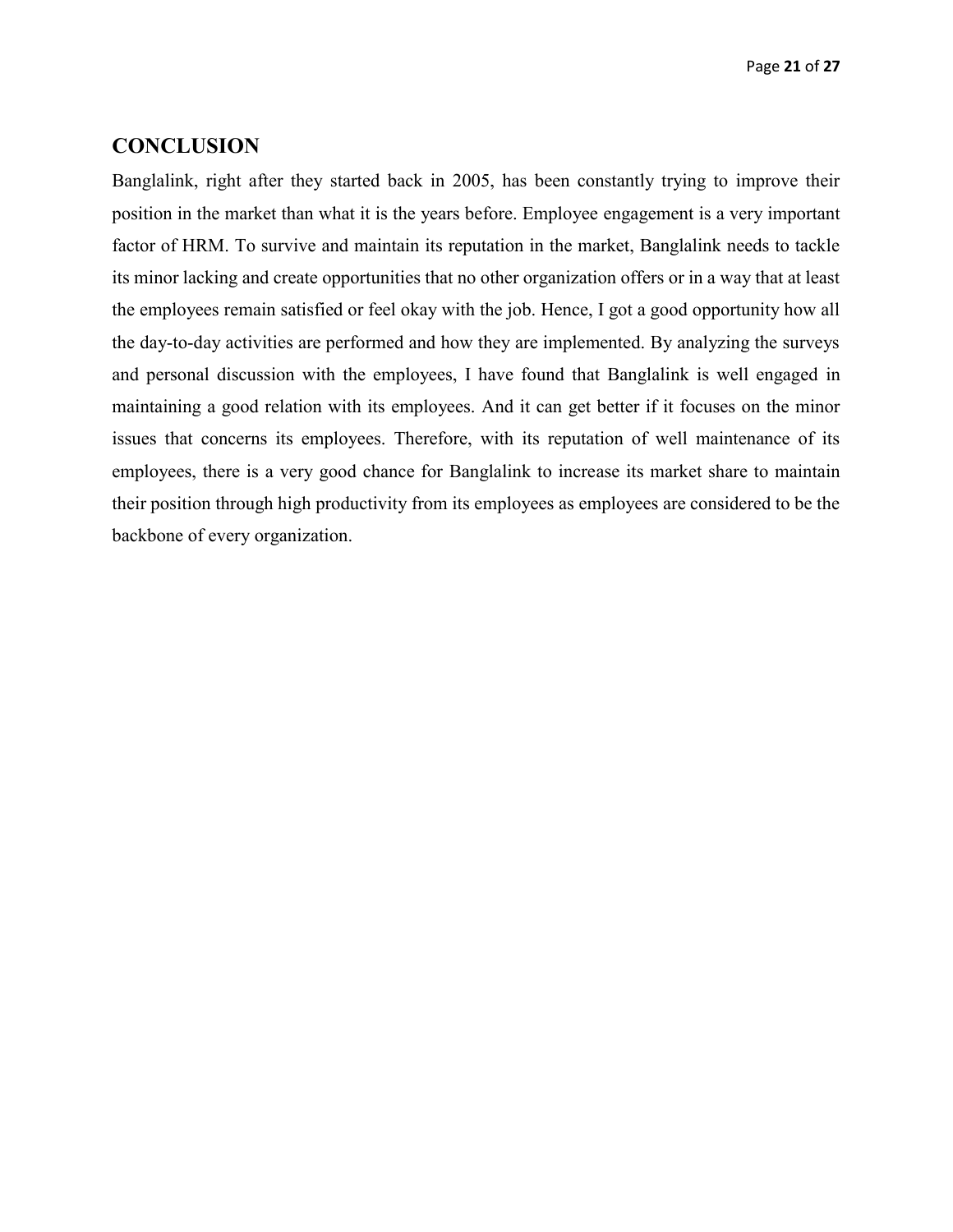## CONCLUSION

Banglalink, right after they started back in 2005, has been constantly trying to improve their position in the market than what it is the years before. Employee engagement is a very important factor of HRM. To survive and maintain its reputation in the market, Banglalink needs to tackle its minor lacking and create opportunities that no other organization offers or in a way that at least the employees remain satisfied or feel okay with the job. Hence, I got a good opportunity how all the day-to-day activities are performed and how they are implemented. By analyzing the surveys and personal discussion with the employees, I have found that Banglalink is well engaged in maintaining a good relation with its employees. And it can get better if it focuses on the minor issues that concerns its employees. Therefore, with its reputation of well maintenance of its employees, there is a very good chance for Banglalink to increase its market share to maintain their position through high productivity from its employees as employees are considered to be the backbone of every organization.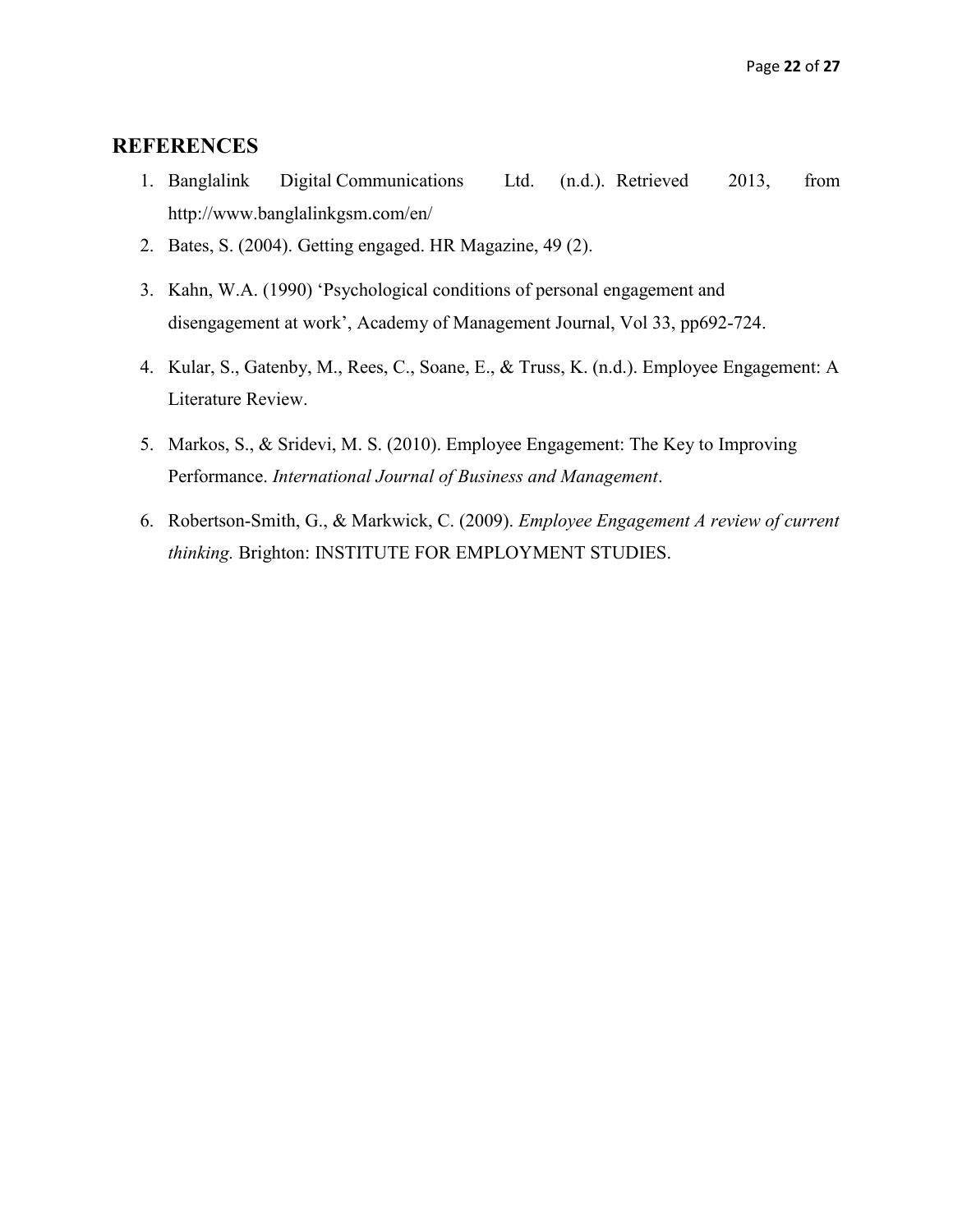## REFERENCES

1. Banglalink Digital Communications Ltd. (n.d.). Retrieved 2013, from http://www.banglalinkgsm.com/en/
2. Bates, S. (2004). Getting engaged. HR Magazine, 49 (2).
3. Kahn, W.A. (1990) 'Psychological conditions of personal engagement and disengagement at work', Academy of Management Journal, Vol 33, pp692-724.
4. Kular, S., Gatenby, M., Rees, C., Soane, E., & Truss, K. (n.d.). Employee Engagement: A Literature Review.
5. Markos, S., & Sridevi, M. S. (2010). Employee Engagement: The Key to Improving Performance. *International Journal of Business and Management*.
6. Robertson-Smith, G., & Markwick, C. (2009). *Employee Engagement A review of current thinking.* Brighton: INSTITUTE FOR EMPLOYMENT STUDIES.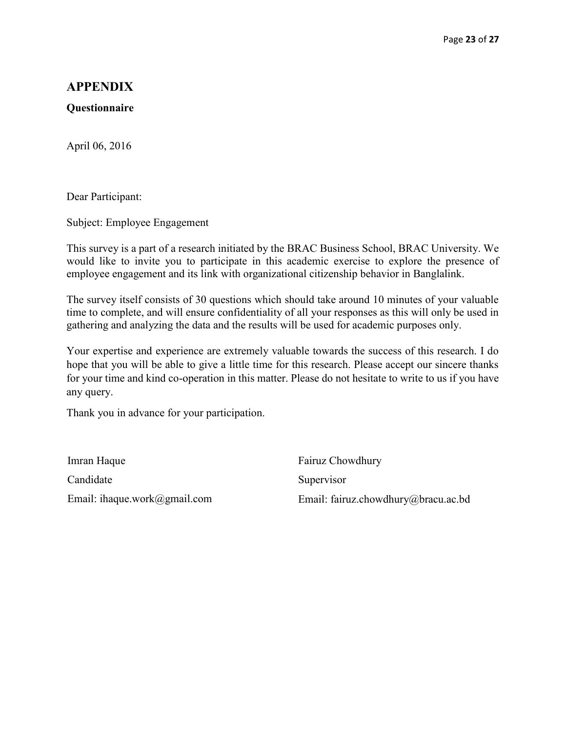# APPENDIX

**Questionnaire**

April 06, 2016

Dear Participant:

Subject: Employee Engagement

This survey is a part of a research initiated by the BRAC Business School, BRAC University. We would like to invite you to participate in this academic exercise to explore the presence of employee engagement and its link with organizational citizenship behavior in Banglalink.

The survey itself consists of 30 questions which should take around 10 minutes of your valuable time to complete, and will ensure confidentiality of all your responses as this will only be used in gathering and analyzing the data and the results will be used for academic purposes only.

Your expertise and experience are extremely valuable towards the success of this research. I do hope that you will be able to give a little time for this research. Please accept our sincere thanks for your time and kind co-operation in this matter. Please do not hesitate to write to us if you have any query.

Thank you in advance for your participation.

Imran Haque
Candidate
Email: ihaque.work@gmail.com

Fairuz Chowdhury
Supervisor
Email: fairuz.chowdhury@bracu.ac.bd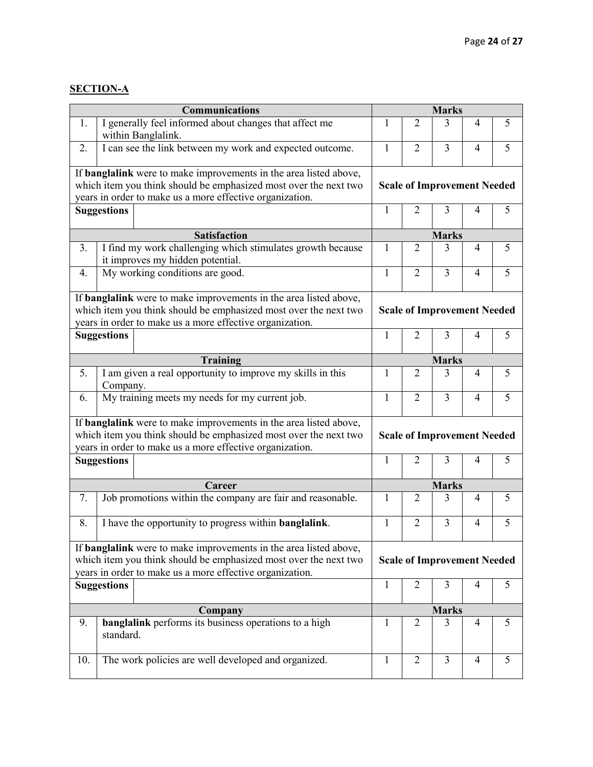**SECTION-A**

| | Communications | Marks | | | | |
|---|---|---|---|---|---|---|
| 1. | I generally feel informed about changes that affect me within Banglalink. | 1 | 2 | 3 | 4 | 5 |
| 2. | I can see the link between my work and expected outcome. | 1 | 2 | 3 | 4 | 5 |
| If **banglalink** were to make improvements in the area listed above, which item you think should be emphasized most over the next two years in order to make us a more effective organization. | | **Scale of Improvement Needed** | | | | |
| **Suggestions** | | 1 | 2 | 3 | 4 | 5 |
| | **Satisfaction** | **Marks** | | | | |
| 3. | I find my work challenging which stimulates growth because it improves my hidden potential. | 1 | 2 | 3 | 4 | 5 |
| 4. | My working conditions are good. | 1 | 2 | 3 | 4 | 5 |
| If **banglalink** were to make improvements in the area listed above, which item you think should be emphasized most over the next two years in order to make us a more effective organization. | | **Scale of Improvement Needed** | | | | |
| **Suggestions** | | 1 | 2 | 3 | 4 | 5 |
| | **Training** | **Marks** | | | | |
| 5. | I am given a real opportunity to improve my skills in this Company. | 1 | 2 | 3 | 4 | 5 |
| 6. | My training meets my needs for my current job. | 1 | 2 | 3 | 4 | 5 |
| If **banglalink** were to make improvements in the area listed above, which item you think should be emphasized most over the next two years in order to make us a more effective organization. | | **Scale of Improvement Needed** | | | | |
| **Suggestions** | | 1 | 2 | 3 | 4 | 5 |
| | **Career** | **Marks** | | | | |
| 7. | Job promotions within the company are fair and reasonable. | 1 | 2 | 3 | 4 | 5 |
| 8. | I have the opportunity to progress within **banglalink**. | 1 | 2 | 3 | 4 | 5 |
| If **banglalink** were to make improvements in the area listed above, which item you think should be emphasized most over the next two years in order to make us a more effective organization. | | **Scale of Improvement Needed** | | | | |
| **Suggestions** | | 1 | 2 | 3 | 4 | 5 |
| | **Company** | **Marks** | | | | |
| 9. | **banglalink** performs its business operations to a high standard. | 1 | 2 | 3 | 4 | 5 |
| 10. | The work policies are well developed and organized. | 1 | 2 | 3 | 4 | 5 |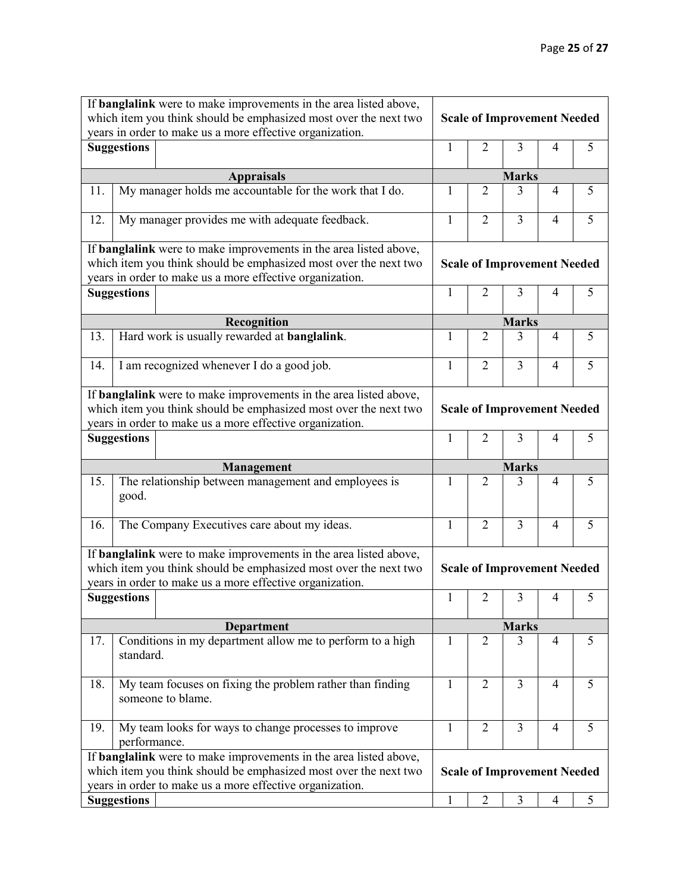| If **banglalink** were to make improvements in the area listed above, which item you think should be emphasized most over the next two years in order to make us a more effective organization. | | **Scale of Improvement Needed** | | | | |
|---|---|---|---|---|---|---|
| **Suggestions** | | 1 | 2 | 3 | 4 | 5 |
| **Appraisals** | | **Marks** | | | | |
| 11. | My manager holds me accountable for the work that I do. | 1 | 2 | 3 | 4 | 5 |
| 12. | My manager provides me with adequate feedback. | 1 | 2 | 3 | 4 | 5 |
| If **banglalink** were to make improvements in the area listed above, which item you think should be emphasized most over the next two years in order to make us a more effective organization. | | **Scale of Improvement Needed** | | | | |
| **Suggestions** | | 1 | 2 | 3 | 4 | 5 |
| **Recognition** | | **Marks** | | | | |
| 13. | Hard work is usually rewarded at **banglalink**. | 1 | 2 | 3 | 4 | 5 |
| 14. | I am recognized whenever I do a good job. | 1 | 2 | 3 | 4 | 5 |
| If **banglalink** were to make improvements in the area listed above, which item you think should be emphasized most over the next two years in order to make us a more effective organization. | | **Scale of Improvement Needed** | | | | |
| **Suggestions** | | 1 | 2 | 3 | 4 | 5 |
| **Management** | | **Marks** | | | | |
| 15. | The relationship between management and employees is good. | 1 | 2 | 3 | 4 | 5 |
| 16. | The Company Executives care about my ideas. | 1 | 2 | 3 | 4 | 5 |
| If **banglalink** were to make improvements in the area listed above, which item you think should be emphasized most over the next two years in order to make us a more effective organization. | | **Scale of Improvement Needed** | | | | |
| **Suggestions** | | 1 | 2 | 3 | 4 | 5 |
| **Department** | | **Marks** | | | | |
| 17. | Conditions in my department allow me to perform to a high standard. | 1 | 2 | 3 | 4 | 5 |
| 18. | My team focuses on fixing the problem rather than finding someone to blame. | 1 | 2 | 3 | 4 | 5 |
| 19. | My team looks for ways to change processes to improve performance. | 1 | 2 | 3 | 4 | 5 |
| If **banglalink** were to make improvements in the area listed above, which item you think should be emphasized most over the next two years in order to make us a more effective organization. | | **Scale of Improvement Needed** | | | | |
| **Suggestions** | | 1 | 2 | 3 | 4 | 5 |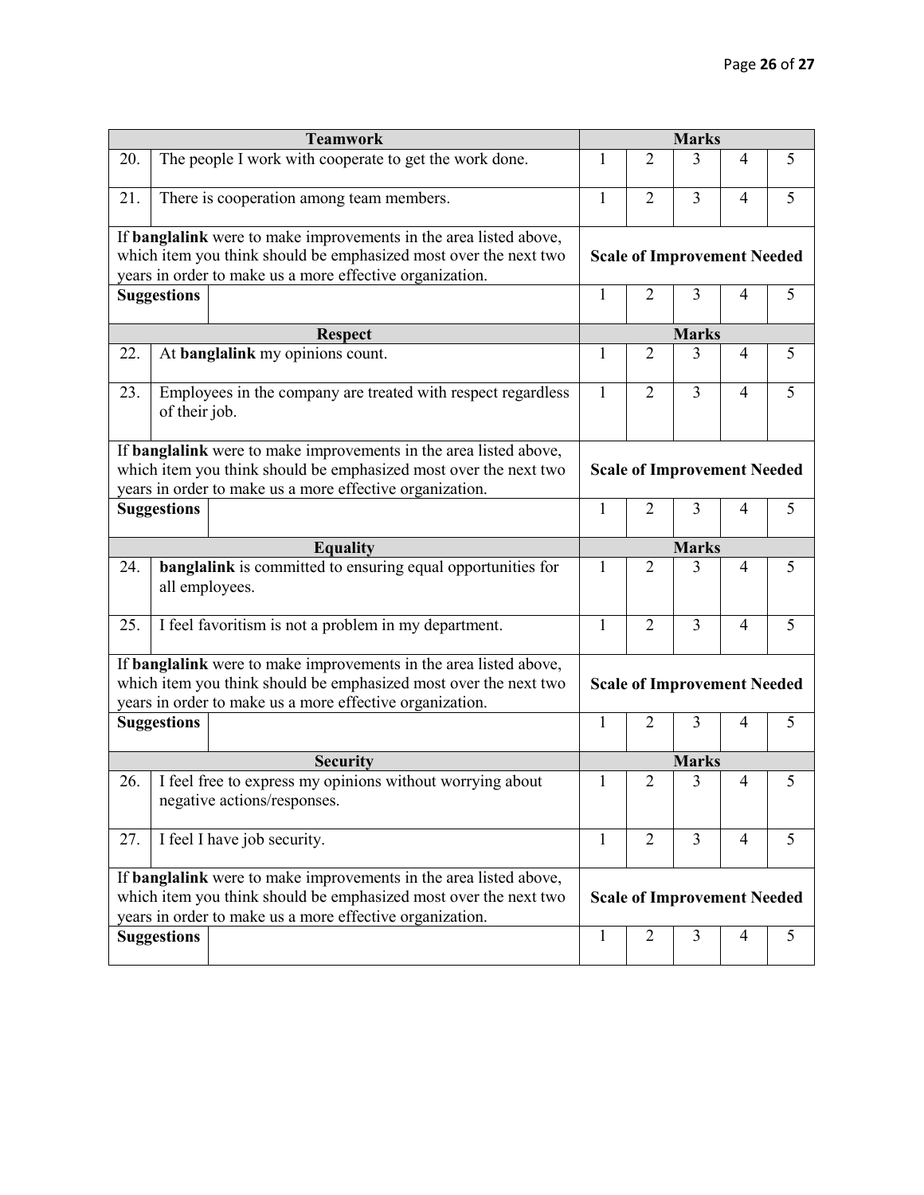| | Teamwork | Marks | | | | |
|---|---|---|---|---|---|---|
| 20. | The people I work with cooperate to get the work done. | 1 | 2 | 3 | 4 | 5 |
| 21. | There is cooperation among team members. | 1 | 2 | 3 | 4 | 5 |
| If **banglalink** were to make improvements in the area listed above, which item you think should be emphasized most over the next two years in order to make us a more effective organization. | | **Scale of Improvement Needed** | | | | |
| **Suggestions** | | 1 | 2 | 3 | 4 | 5 |

| | Respect | Marks | | | | |
|---|---|---|---|---|---|---|
| 22. | At **banglalink** my opinions count. | 1 | 2 | 3 | 4 | 5 |
| 23. | Employees in the company are treated with respect regardless of their job. | 1 | 2 | 3 | 4 | 5 |
| If **banglalink** were to make improvements in the area listed above, which item you think should be emphasized most over the next two years in order to make us a more effective organization. | | **Scale of Improvement Needed** | | | | |
| **Suggestions** | | 1 | 2 | 3 | 4 | 5 |

| | Equality | Marks | | | | |
|---|---|---|---|---|---|---|
| 24. | **banglalink** is committed to ensuring equal opportunities for all employees. | 1 | 2 | 3 | 4 | 5 |
| 25. | I feel favoritism is not a problem in my department. | 1 | 2 | 3 | 4 | 5 |
| If **banglalink** were to make improvements in the area listed above, which item you think should be emphasized most over the next two years in order to make us a more effective organization. | | **Scale of Improvement Needed** | | | | |
| **Suggestions** | | 1 | 2 | 3 | 4 | 5 |

| | Security | Marks | | | | |
|---|---|---|---|---|---|---|
| 26. | I feel free to express my opinions without worrying about negative actions/responses. | 1 | 2 | 3 | 4 | 5 |
| 27. | I feel I have job security. | 1 | 2 | 3 | 4 | 5 |
| If **banglalink** were to make improvements in the area listed above, which item you think should be emphasized most over the next two years in order to make us a more effective organization. | | **Scale of Improvement Needed** | | | | |
| **Suggestions** | | 1 | 2 | 3 | 4 | 5 |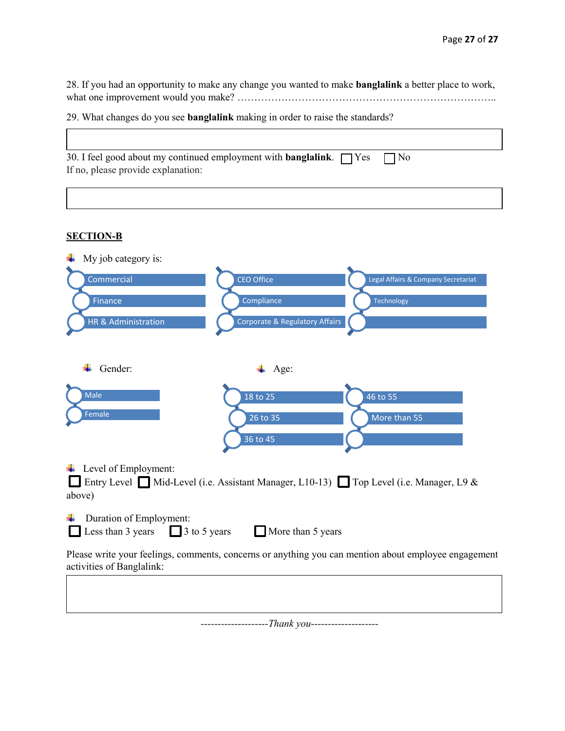28. If you had an opportunity to make any change you wanted to make **banglalink** a better place to work, what one improvement would you make? …………………………………………………………………..

29. What changes do you see **banglalink** making in order to raise the standards?

30. I feel good about my continued employment with **banglalink**. ☐ Yes ☐ No

If no, please provide explanation:

## SECTION-B

- My job category is:

- Commercial
- Finance
- HR & Administration
- CEO Office
- Compliance
- Corporate & Regulatory Affairs
- Legal Affairs & Company Secretariat
- Technology

- Gender:

- Male
- Female

- Age:

- 18 to 25
- 26 to 35
- 36 to 45
- 46 to 55
- More than 55

- Level of Employment:

☐ Entry Level ☐ Mid-Level (i.e. Assistant Manager, L10-13) ☐ Top Level (i.e. Manager, L9 & above)

- Duration of Employment:

☐ Less than 3 years ☐ 3 to 5 years ☐ More than 5 years

Please write your feelings, comments, concerns or anything you can mention about employee engagement activities of Banglalink:

*-------------------Thank you-------------------*